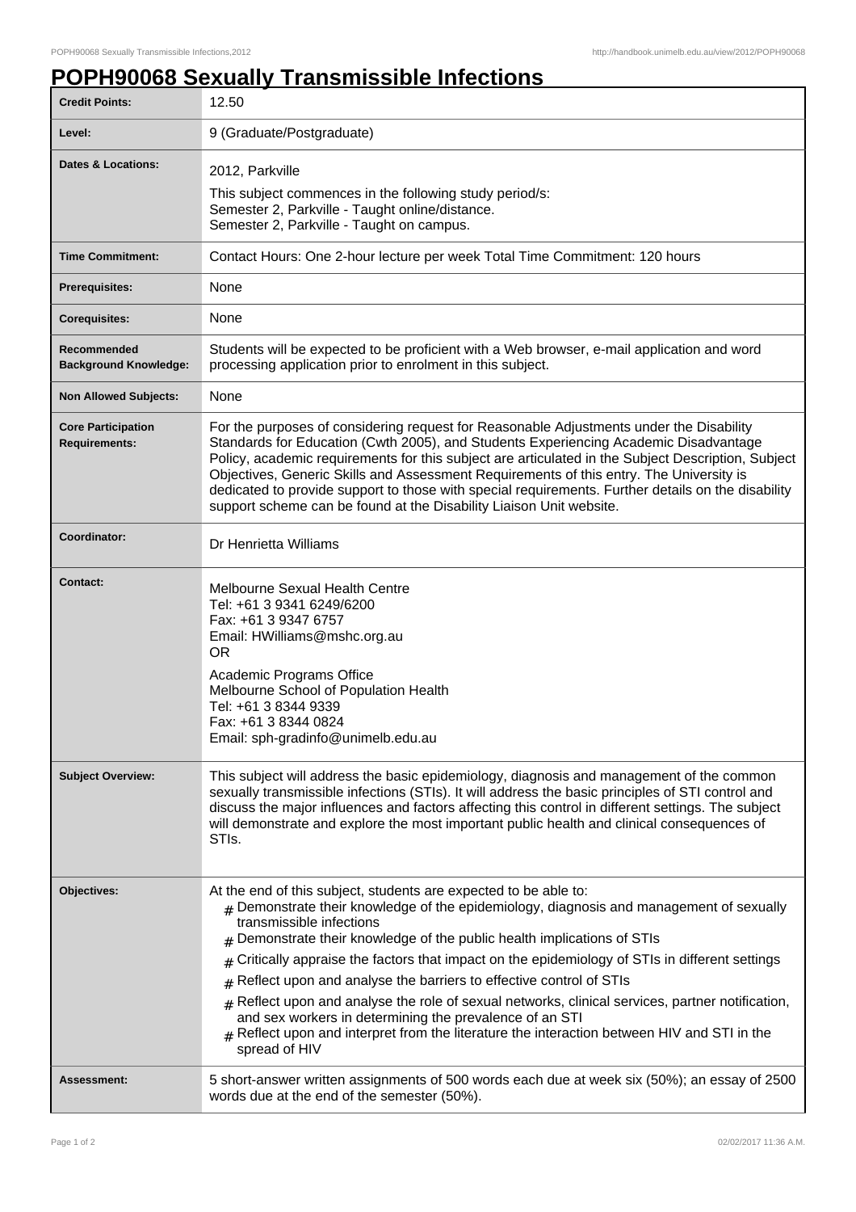# POPH90068 Sexually Transmissible Infections

| | |
|---|---|
| **Credit Points:** | 12.50 |
| **Level:** | 9 (Graduate/Postgraduate) |
| **Dates & Locations:** | 2012, Parkville<br>This subject commences in the following study period/s:<br>Semester 2, Parkville - Taught online/distance.<br>Semester 2, Parkville - Taught on campus. |
| **Time Commitment:** | Contact Hours: One 2-hour lecture per week Total Time Commitment: 120 hours |
| **Prerequisites:** | None |
| **Corequisites:** | None |
| **Recommended Background Knowledge:** | Students will be expected to be proficient with a Web browser, e-mail application and word processing application prior to enrolment in this subject. |
| **Non Allowed Subjects:** | None |
| **Core Participation Requirements:** | For the purposes of considering request for Reasonable Adjustments under the Disability Standards for Education (Cwth 2005), and Students Experiencing Academic Disadvantage Policy, academic requirements for this subject are articulated in the Subject Description, Subject Objectives, Generic Skills and Assessment Requirements of this entry. The University is dedicated to provide support to those with special requirements. Further details on the disability support scheme can be found at the Disability Liaison Unit website. |
| **Coordinator:** | Dr Henrietta Williams |
| **Contact:** | Melbourne Sexual Health Centre<br>Tel: +61 3 9341 6249/6200<br>Fax: +61 3 9347 6757<br>Email: HWilliams@mshc.org.au<br>OR<br>Academic Programs Office<br>Melbourne School of Population Health<br>Tel: +61 3 8344 9339<br>Fax: +61 3 8344 0824<br>Email: sph-gradinfo@unimelb.edu.au |
| **Subject Overview:** | This subject will address the basic epidemiology, diagnosis and management of the common sexually transmissible infections (STIs). It will address the basic principles of STI control and discuss the major influences and factors affecting this control in different settings. The subject will demonstrate and explore the most important public health and clinical consequences of STIs. |
| **Objectives:** | At the end of this subject, students are expected to be able to:<br># Demonstrate their knowledge of the epidemiology, diagnosis and management of sexually transmissible infections<br># Demonstrate their knowledge of the public health implications of STIs<br># Critically appraise the factors that impact on the epidemiology of STIs in different settings<br># Reflect upon and analyse the barriers to effective control of STIs<br># Reflect upon and analyse the role of sexual networks, clinical services, partner notification, and sex workers in determining the prevalence of an STI<br># Reflect upon and interpret from the literature the interaction between HIV and STI in the spread of HIV |
| **Assessment:** | 5 short-answer written assignments of 500 words each due at week six (50%); an essay of 2500 words due at the end of the semester (50%). |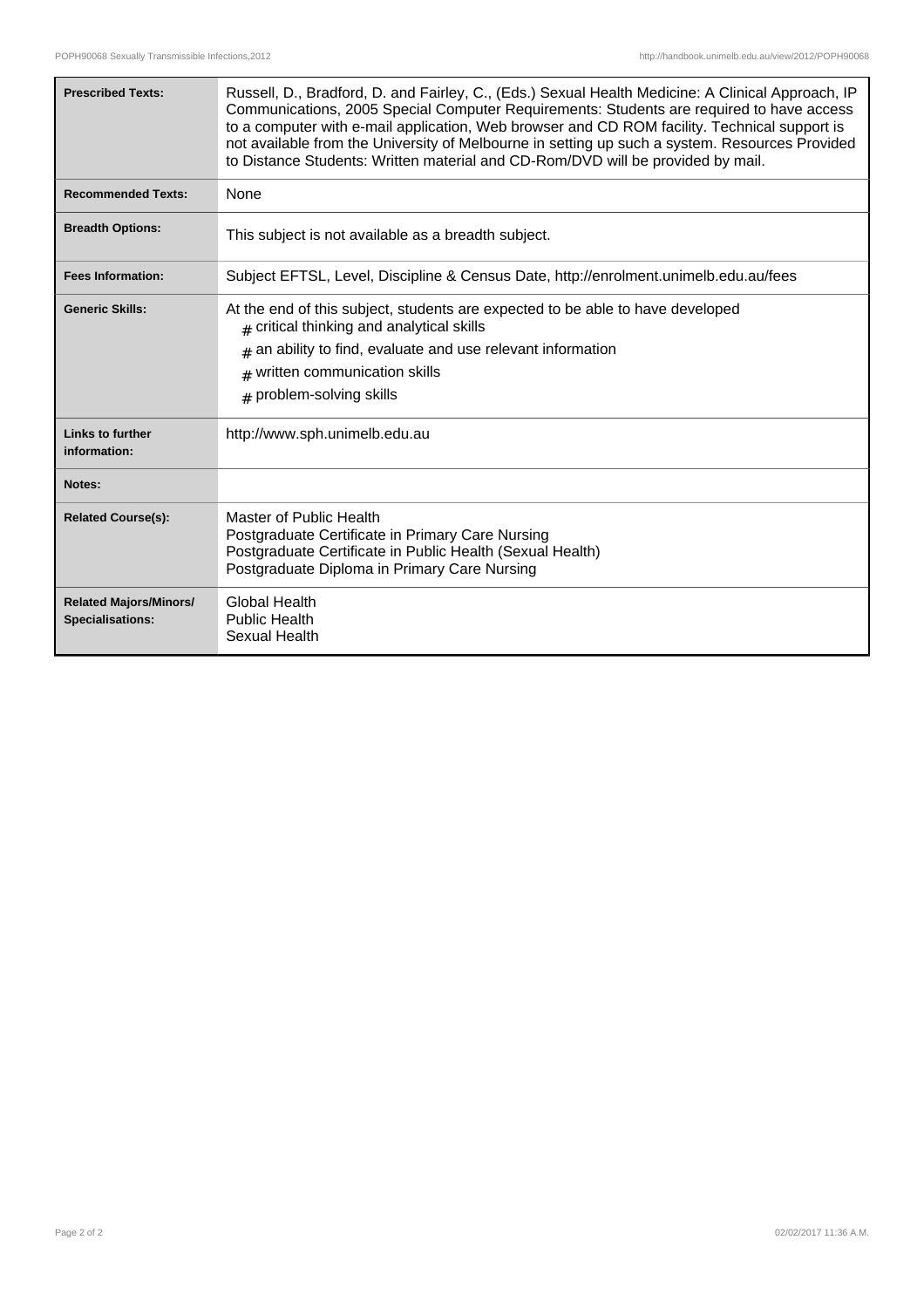| | |
|---|---|
| **Prescribed Texts:** | Russell, D., Bradford, D. and Fairley, C., (Eds.) Sexual Health Medicine: A Clinical Approach, IP Communications, 2005 Special Computer Requirements: Students are required to have access to a computer with e-mail application, Web browser and CD ROM facility. Technical support is not available from the University of Melbourne in setting up such a system. Resources Provided to Distance Students: Written material and CD-Rom/DVD will be provided by mail. |
| **Recommended Texts:** | None |
| **Breadth Options:** | This subject is not available as a breadth subject. |
| **Fees Information:** | Subject EFTSL, Level, Discipline & Census Date, http://enrolment.unimelb.edu.au/fees |
| **Generic Skills:** | At the end of this subject, students are expected to be able to have developed<br># critical thinking and analytical skills<br># an ability to find, evaluate and use relevant information<br># written communication skills<br># problem-solving skills |
| **Links to further information:** | http://www.sph.unimelb.edu.au |
| **Notes:** | |
| **Related Course(s):** | Master of Public Health<br>Postgraduate Certificate in Primary Care Nursing<br>Postgraduate Certificate in Public Health (Sexual Health)<br>Postgraduate Diploma in Primary Care Nursing |
| **Related Majors/Minors/ Specialisations:** | Global Health<br>Public Health<br>Sexual Health |